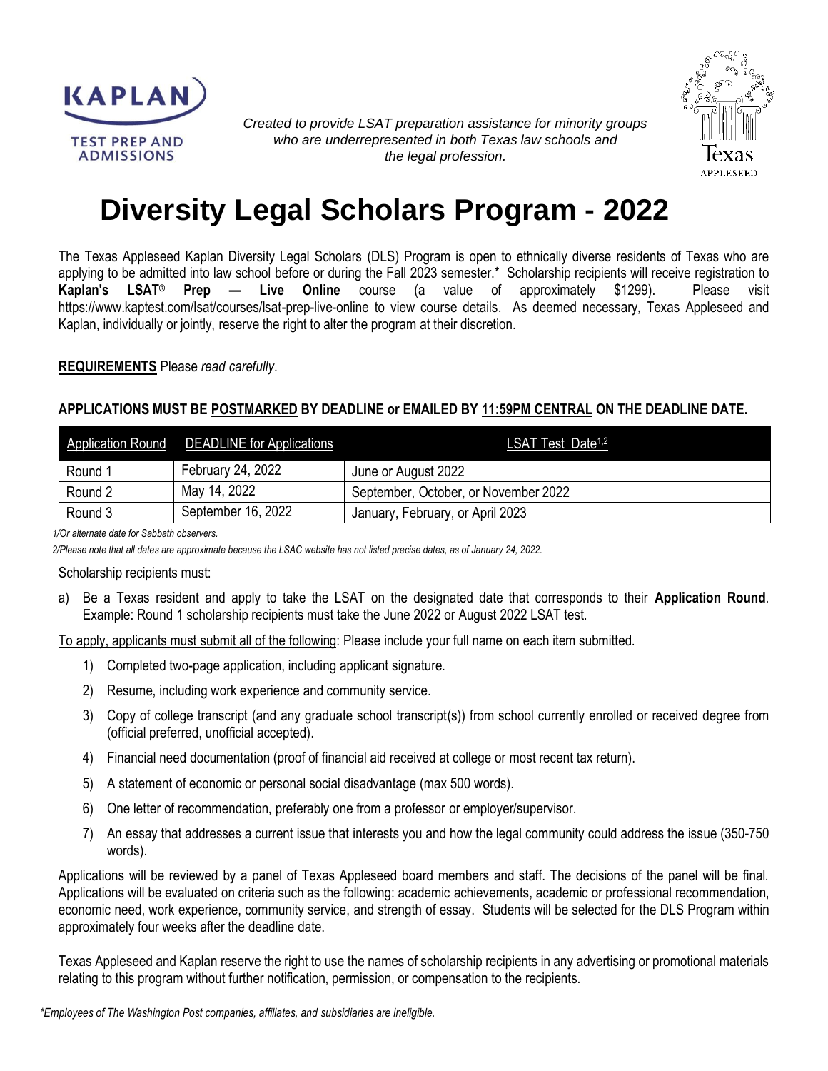KAPLAN TEST PREP AND ADMISSIONS

*Created to provide LSAT preparation assistance for minority groups who are underrepresented in both Texas law schools and the legal profession.*

Texas APPLESEED

# Diversity Legal Scholars Program - 2022

The Texas Appleseed Kaplan Diversity Legal Scholars (DLS) Program is open to ethnically diverse residents of Texas who are applying to be admitted into law school before or during the Fall 2023 semester.* Scholarship recipients will receive registration to **Kaplan's LSAT® Prep — Live Online** course (a value of approximately $1299). Please visit https://www.kaptest.com/lsat/courses/lsat-prep-live-online to view course details. As deemed necessary, Texas Appleseed and Kaplan, individually or jointly, reserve the right to alter the program at their discretion.

**REQUIREMENTS** Please *read carefully*.

**APPLICATIONS MUST BE POSTMARKED BY DEADLINE or EMAILED BY 11:59PM CENTRAL ON THE DEADLINE DATE.**

| Application Round | DEADLINE for Applications | LSAT Test Date[1,2] |
|---|---|---|
| Round 1 | February 24, 2022 | June or August 2022 |
| Round 2 | May 14, 2022 | September, October, or November 2022 |
| Round 3 | September 16, 2022 | January, February, or April 2023 |

*1/Or alternate date for Sabbath observers.*

*2/Please note that all dates are approximate because the LSAC website has not listed precise dates, as of January 24, 2022.*

Scholarship recipients must:

a) Be a Texas resident and apply to take the LSAT on the designated date that corresponds to their **Application Round**. Example: Round 1 scholarship recipients must take the June 2022 or August 2022 LSAT test.

To apply, applicants must submit all of the following: Please include your full name on each item submitted.

1) Completed two-page application, including applicant signature.
2) Resume, including work experience and community service.
3) Copy of college transcript (and any graduate school transcript(s)) from school currently enrolled or received degree from (official preferred, unofficial accepted).
4) Financial need documentation (proof of financial aid received at college or most recent tax return).
5) A statement of economic or personal social disadvantage (max 500 words).
6) One letter of recommendation, preferably one from a professor or employer/supervisor.
7) An essay that addresses a current issue that interests you and how the legal community could address the issue (350-750 words).

Applications will be reviewed by a panel of Texas Appleseed board members and staff. The decisions of the panel will be final. Applications will be evaluated on criteria such as the following: academic achievements, academic or professional recommendation, economic need, work experience, community service, and strength of essay. Students will be selected for the DLS Program within approximately four weeks after the deadline date.

Texas Appleseed and Kaplan reserve the right to use the names of scholarship recipients in any advertising or promotional materials relating to this program without further notification, permission, or compensation to the recipients.

*\*Employees of The Washington Post companies, affiliates, and subsidiaries are ineligible.*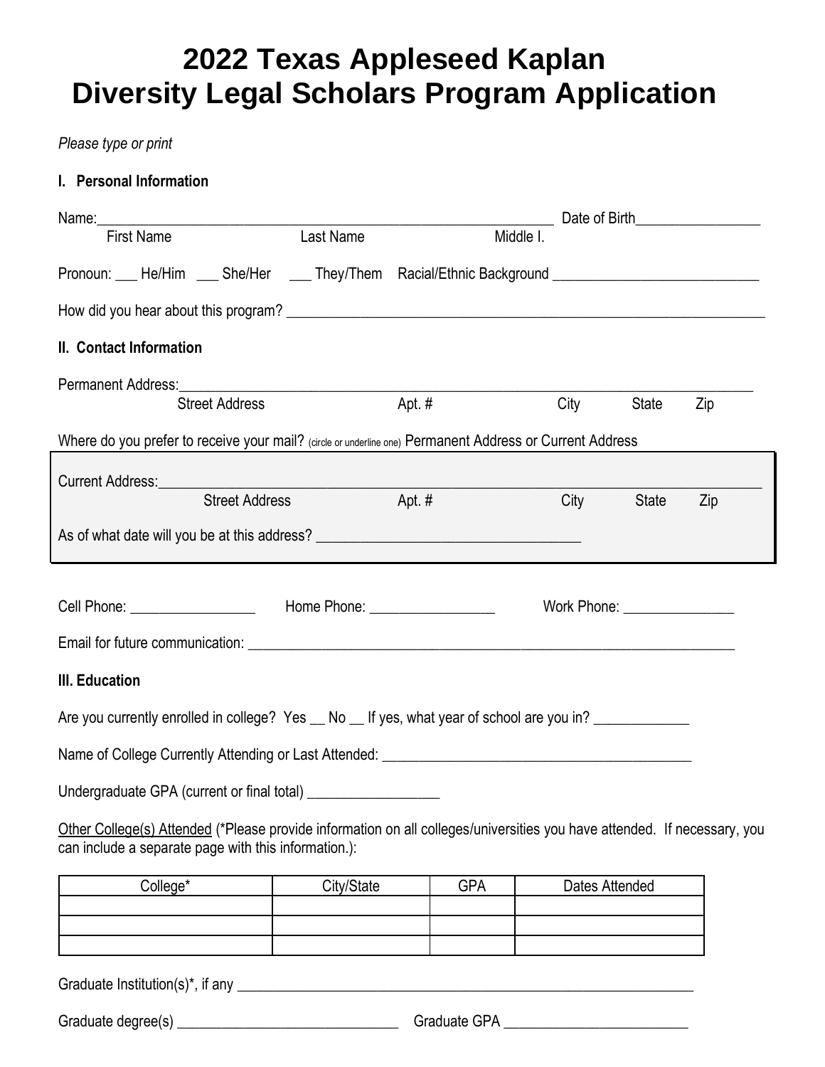# 2022 Texas Appleseed Kaplan Diversity Legal Scholars Program Application

*Please type or print*

**I. Personal Information**

Name:_______________________________________________________________ Date of Birth_________________
First Name Last Name Middle I.

Pronoun: ___ He/Him ___ She/Her ___ They/Them Racial/Ethnic Background ____________________________

How did you hear about this program? ___________________________________________________________________

**II. Contact Information**

Permanent Address:______________________________________________________________________________
Street Address Apt. # City State Zip

Where do you prefer to receive your mail? (circle or underline one) Permanent Address or Current Address

Current Address:________________________________________________________________________________
Street Address Apt. # City State Zip

As of what date will you be at this address? ____________________________________

Cell Phone: _________________ Home Phone: _________________ Work Phone: _______________

Email for future communication: ______________________________________________________________________

**III. Education**

Are you currently enrolled in college? Yes __ No __ If yes, what year of school are you in? _____________

Name of College Currently Attending or Last Attended: ____________________________________________

Undergraduate GPA (current or final total) __________________

Other College(s) Attended (*Please provide information on all colleges/universities you have attended. If necessary, you can include a separate page with this information.):

| College* | City/State | GPA | Dates Attended |
|---|---|---|---|
| | | | |
| | | | |
| | | | |

Graduate Institution(s)*, if any __________________________________________________________________

Graduate degree(s) _______________________________ Graduate GPA _________________________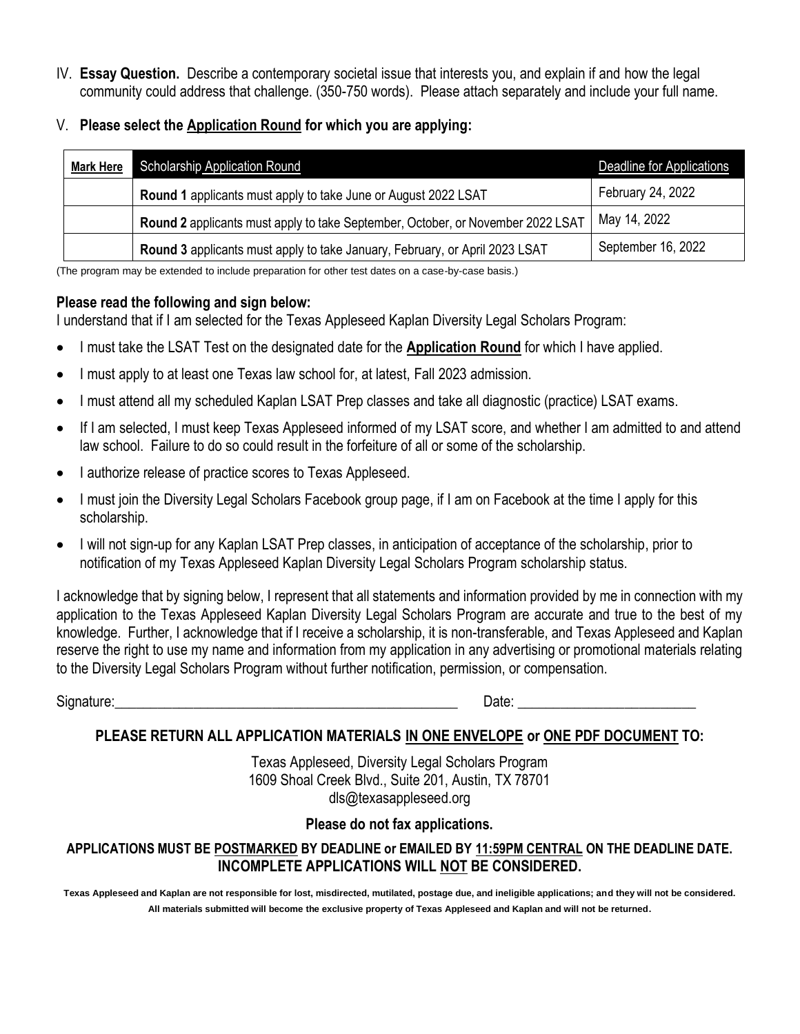IV. **Essay Question.** Describe a contemporary societal issue that interests you, and explain if and how the legal community could address that challenge. (350-750 words). Please attach separately and include your full name.

V. **Please select the Application Round for which you are applying:**

| Mark Here | Scholarship Application Round | Deadline for Applications |
|---|---|---|
| | **Round 1** applicants must apply to take June or August 2022 LSAT | February 24, 2022 |
| | **Round 2** applicants must apply to take September, October, or November 2022 LSAT | May 14, 2022 |
| | **Round 3** applicants must apply to take January, February, or April 2023 LSAT | September 16, 2022 |

(The program may be extended to include preparation for other test dates on a case-by-case basis.)

**Please read the following and sign below:**

I understand that if I am selected for the Texas Appleseed Kaplan Diversity Legal Scholars Program:

- I must take the LSAT Test on the designated date for the **Application Round** for which I have applied.
- I must apply to at least one Texas law school for, at latest, Fall 2023 admission.
- I must attend all my scheduled Kaplan LSAT Prep classes and take all diagnostic (practice) LSAT exams.
- If I am selected, I must keep Texas Appleseed informed of my LSAT score, and whether I am admitted to and attend law school. Failure to do so could result in the forfeiture of all or some of the scholarship.
- I authorize release of practice scores to Texas Appleseed.
- I must join the Diversity Legal Scholars Facebook group page, if I am on Facebook at the time I apply for this scholarship.
- I will not sign-up for any Kaplan LSAT Prep classes, in anticipation of acceptance of the scholarship, prior to notification of my Texas Appleseed Kaplan Diversity Legal Scholars Program scholarship status.

I acknowledge that by signing below, I represent that all statements and information provided by me in connection with my application to the Texas Appleseed Kaplan Diversity Legal Scholars Program are accurate and true to the best of my knowledge. Further, I acknowledge that if I receive a scholarship, it is non-transferable, and Texas Appleseed and Kaplan reserve the right to use my name and information from my application in any advertising or promotional materials relating to the Diversity Legal Scholars Program without further notification, permission, or compensation.

Signature:\_\_\_\_\_\_\_\_\_\_\_\_\_\_\_\_\_\_\_\_\_\_\_\_\_\_\_\_\_\_\_\_\_\_\_\_\_\_\_\_\_\_\_\_ Date: \_\_\_\_\_\_\_\_\_\_\_\_\_\_\_\_\_\_\_\_\_\_\_

**PLEASE RETURN ALL APPLICATION MATERIALS IN ONE ENVELOPE or ONE PDF DOCUMENT TO:**

Texas Appleseed, Diversity Legal Scholars Program
1609 Shoal Creek Blvd., Suite 201, Austin, TX 78701
dls@texasappleseed.org

**Please do not fax applications.**

**APPLICATIONS MUST BE POSTMARKED BY DEADLINE or EMAILED BY 11:59PM CENTRAL ON THE DEADLINE DATE. INCOMPLETE APPLICATIONS WILL NOT BE CONSIDERED.**

**Texas Appleseed and Kaplan are not responsible for lost, misdirected, mutilated, postage due, and ineligible applications; and they will not be considered. All materials submitted will become the exclusive property of Texas Appleseed and Kaplan and will not be returned.**